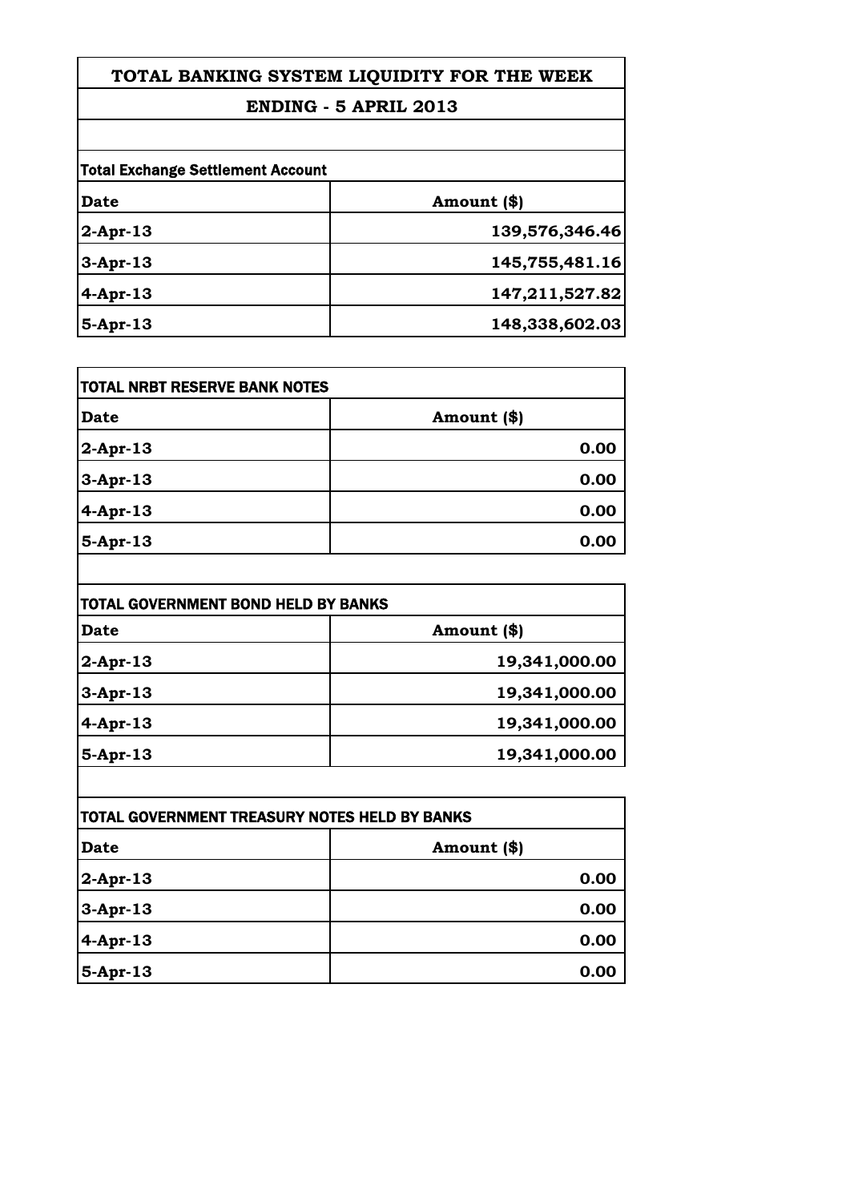# TOTAL BANKING SYSTEM LIQUIDITY FOR THE WEEK

## ENDING - 5 APRIL 2013

**Total Exchange Settlement Account**

| Date | Amount ($) |
|---|---|
| 2-Apr-13 | 139,576,346.46 |
| 3-Apr-13 | 145,755,481.16 |
| 4-Apr-13 | 147,211,527.82 |
| 5-Apr-13 | 148,338,602.03 |

**TOTAL NRBT RESERVE BANK NOTES**

| Date | Amount ($) |
|---|---|
| 2-Apr-13 | 0.00 |
| 3-Apr-13 | 0.00 |
| 4-Apr-13 | 0.00 |
| 5-Apr-13 | 0.00 |

**TOTAL GOVERNMENT BOND HELD BY BANKS**

| Date | Amount ($) |
|---|---|
| 2-Apr-13 | 19,341,000.00 |
| 3-Apr-13 | 19,341,000.00 |
| 4-Apr-13 | 19,341,000.00 |
| 5-Apr-13 | 19,341,000.00 |

**TOTAL GOVERNMENT TREASURY NOTES HELD BY BANKS**

| Date | Amount ($) |
|---|---|
| 2-Apr-13 | 0.00 |
| 3-Apr-13 | 0.00 |
| 4-Apr-13 | 0.00 |
| 5-Apr-13 | 0.00 |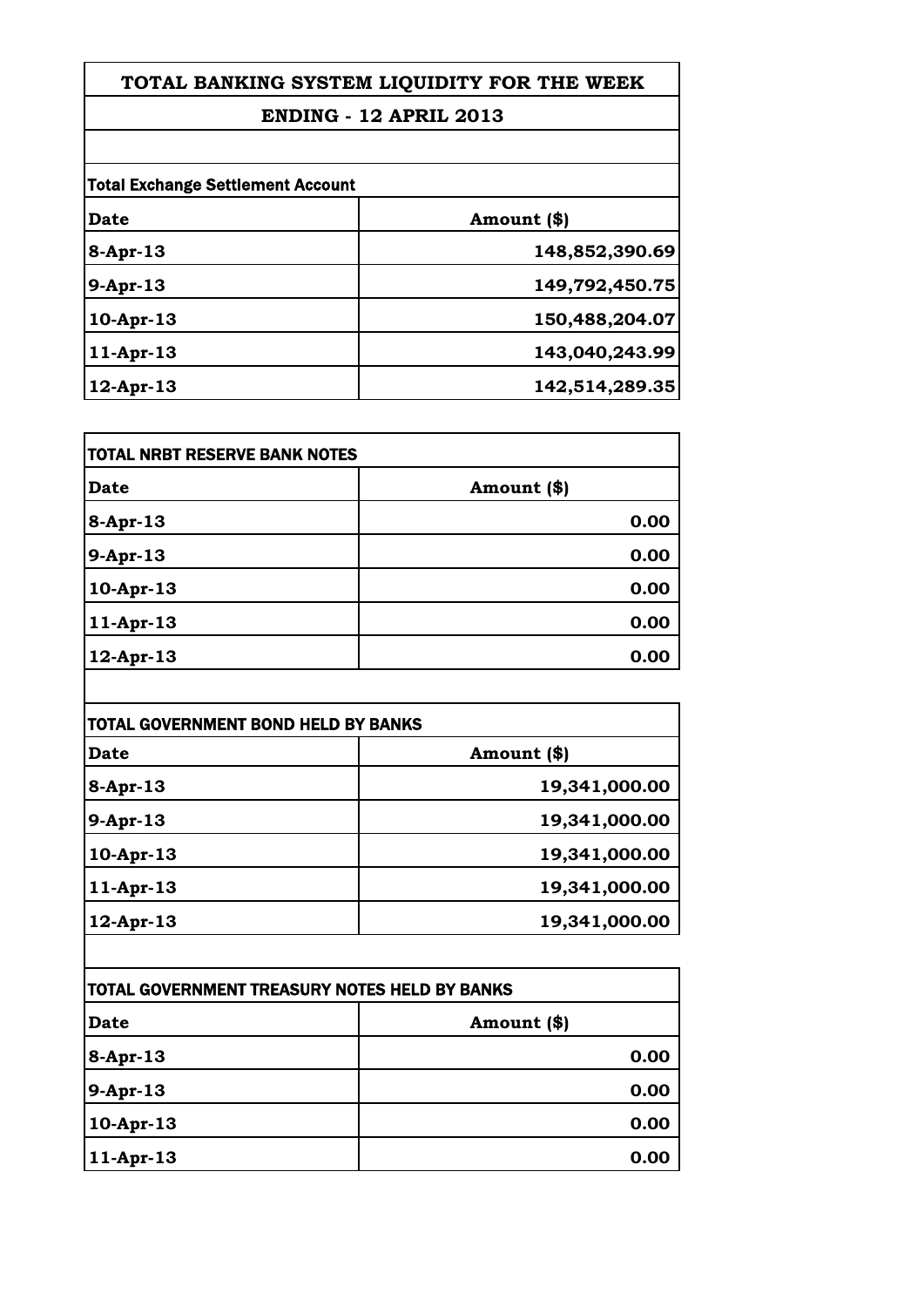# TOTAL BANKING SYSTEM LIQUIDITY FOR THE WEEK

## ENDING - 12 APRIL 2013

**Total Exchange Settlement Account**

| Date | Amount ($) |
|---|---|
| 8-Apr-13 | 148,852,390.69 |
| 9-Apr-13 | 149,792,450.75 |
| 10-Apr-13 | 150,488,204.07 |
| 11-Apr-13 | 143,040,243.99 |
| 12-Apr-13 | 142,514,289.35 |

**TOTAL NRBT RESERVE BANK NOTES**

| Date | Amount ($) |
|---|---|
| 8-Apr-13 | 0.00 |
| 9-Apr-13 | 0.00 |
| 10-Apr-13 | 0.00 |
| 11-Apr-13 | 0.00 |
| 12-Apr-13 | 0.00 |

**TOTAL GOVERNMENT BOND HELD BY BANKS**

| Date | Amount ($) |
|---|---|
| 8-Apr-13 | 19,341,000.00 |
| 9-Apr-13 | 19,341,000.00 |
| 10-Apr-13 | 19,341,000.00 |
| 11-Apr-13 | 19,341,000.00 |
| 12-Apr-13 | 19,341,000.00 |

**TOTAL GOVERNMENT TREASURY NOTES HELD BY BANKS**

| Date | Amount ($) |
|---|---|
| 8-Apr-13 | 0.00 |
| 9-Apr-13 | 0.00 |
| 10-Apr-13 | 0.00 |
| 11-Apr-13 | 0.00 |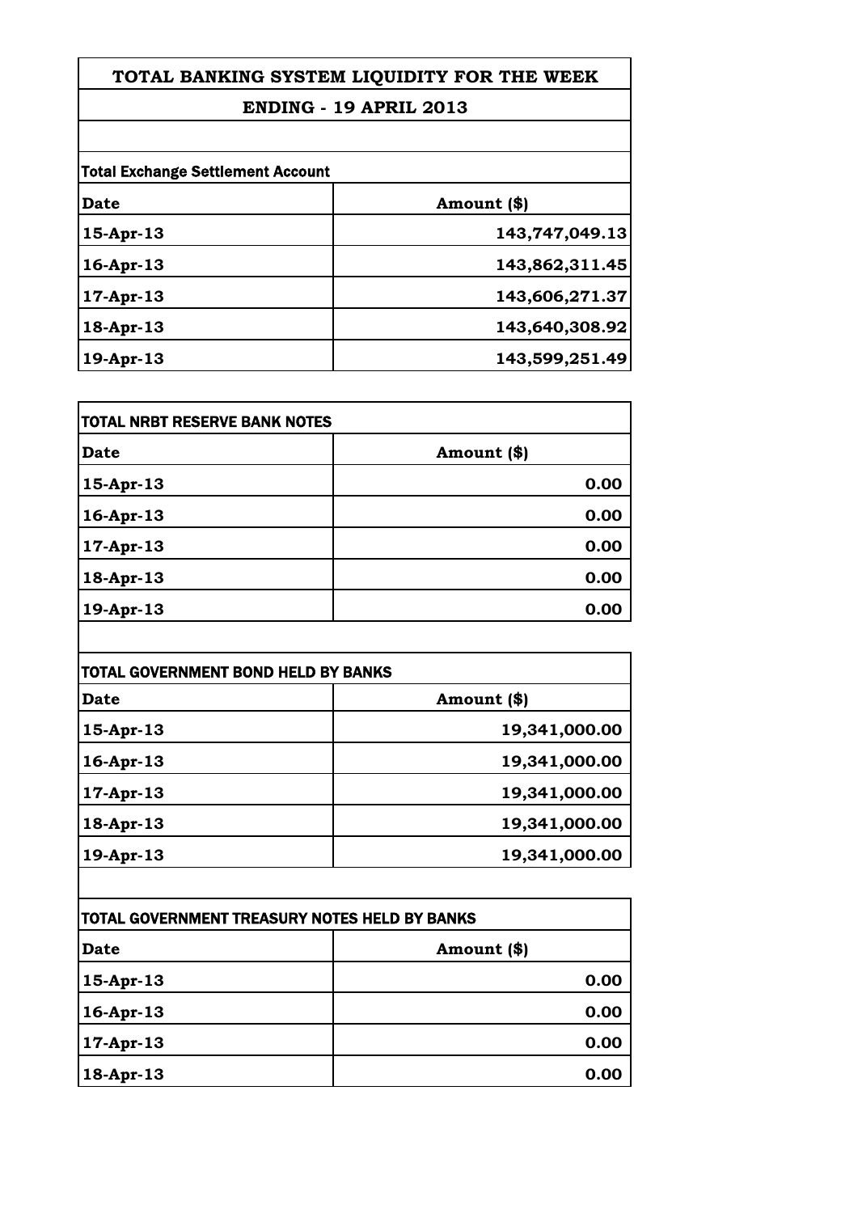# TOTAL BANKING SYSTEM LIQUIDITY FOR THE WEEK

## ENDING - 19 APRIL 2013

**Total Exchange Settlement Account**

| Date | Amount ($) |
|---|---|
| 15-Apr-13 | 143,747,049.13 |
| 16-Apr-13 | 143,862,311.45 |
| 17-Apr-13 | 143,606,271.37 |
| 18-Apr-13 | 143,640,308.92 |
| 19-Apr-13 | 143,599,251.49 |

**TOTAL NRBT RESERVE BANK NOTES**

| Date | Amount ($) |
|---|---|
| 15-Apr-13 | 0.00 |
| 16-Apr-13 | 0.00 |
| 17-Apr-13 | 0.00 |
| 18-Apr-13 | 0.00 |
| 19-Apr-13 | 0.00 |

**TOTAL GOVERNMENT BOND HELD BY BANKS**

| Date | Amount ($) |
|---|---|
| 15-Apr-13 | 19,341,000.00 |
| 16-Apr-13 | 19,341,000.00 |
| 17-Apr-13 | 19,341,000.00 |
| 18-Apr-13 | 19,341,000.00 |
| 19-Apr-13 | 19,341,000.00 |

**TOTAL GOVERNMENT TREASURY NOTES HELD BY BANKS**

| Date | Amount ($) |
|---|---|
| 15-Apr-13 | 0.00 |
| 16-Apr-13 | 0.00 |
| 17-Apr-13 | 0.00 |
| 18-Apr-13 | 0.00 |